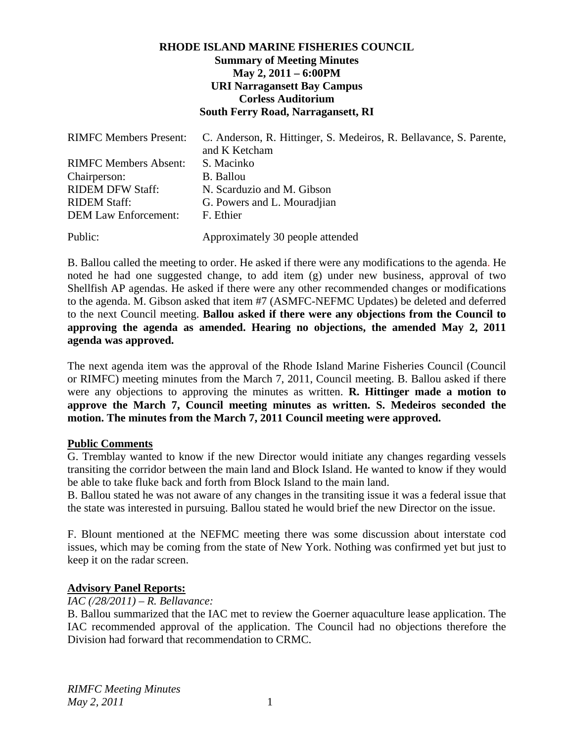# RHODE ISLAND MARINE FISHERIES COUNCIL

**Summary of Meeting Minutes**
**May 2, 2011 – 6:00PM**
**URI Narragansett Bay Campus**
**Corless Auditorium**
**South Ferry Road, Narragansett, RI**

| | |
|---|---|
| RIMFC Members Present: | C. Anderson, R. Hittinger, S. Medeiros, R. Bellavance, S. Parente, and K Ketcham |
| RIMFC Members Absent: | S. Macinko |
| Chairperson: | B. Ballou |
| RIDEM DFW Staff: | N. Scarduzio and M. Gibson |
| RIDEM Staff: | G. Powers and L. Mouradjian |
| DEM Law Enforcement: | F. Ethier |
| Public: | Approximately 30 people attended |

B. Ballou called the meeting to order. He asked if there were any modifications to the agenda. He noted he had one suggested change, to add item (g) under new business, approval of two Shellfish AP agendas. He asked if there were any other recommended changes or modifications to the agenda. M. Gibson asked that item #7 (ASMFC-NEFMC Updates) be deleted and deferred to the next Council meeting. **Ballou asked if there were any objections from the Council to approving the agenda as amended. Hearing no objections, the amended May 2, 2011 agenda was approved.**

The next agenda item was the approval of the Rhode Island Marine Fisheries Council (Council or RIMFC) meeting minutes from the March 7, 2011, Council meeting. B. Ballou asked if there were any objections to approving the minutes as written. **R. Hittinger made a motion to approve the March 7, Council meeting minutes as written. S. Medeiros seconded the motion. The minutes from the March 7, 2011 Council meeting were approved.**

## Public Comments

G. Tremblay wanted to know if the new Director would initiate any changes regarding vessels transiting the corridor between the main land and Block Island. He wanted to know if they would be able to take fluke back and forth from Block Island to the main land.

B. Ballou stated he was not aware of any changes in the transiting issue it was a federal issue that the state was interested in pursuing. Ballou stated he would brief the new Director on the issue.

F. Blount mentioned at the NEFMC meeting there was some discussion about interstate cod issues, which may be coming from the state of New York. Nothing was confirmed yet but just to keep it on the radar screen.

## Advisory Panel Reports:

*IAC (/28/2011) – R. Bellavance:*

B. Ballou summarized that the IAC met to review the Goerner aquaculture lease application. The IAC recommended approval of the application. The Council had no objections therefore the Division had forward that recommendation to CRMC.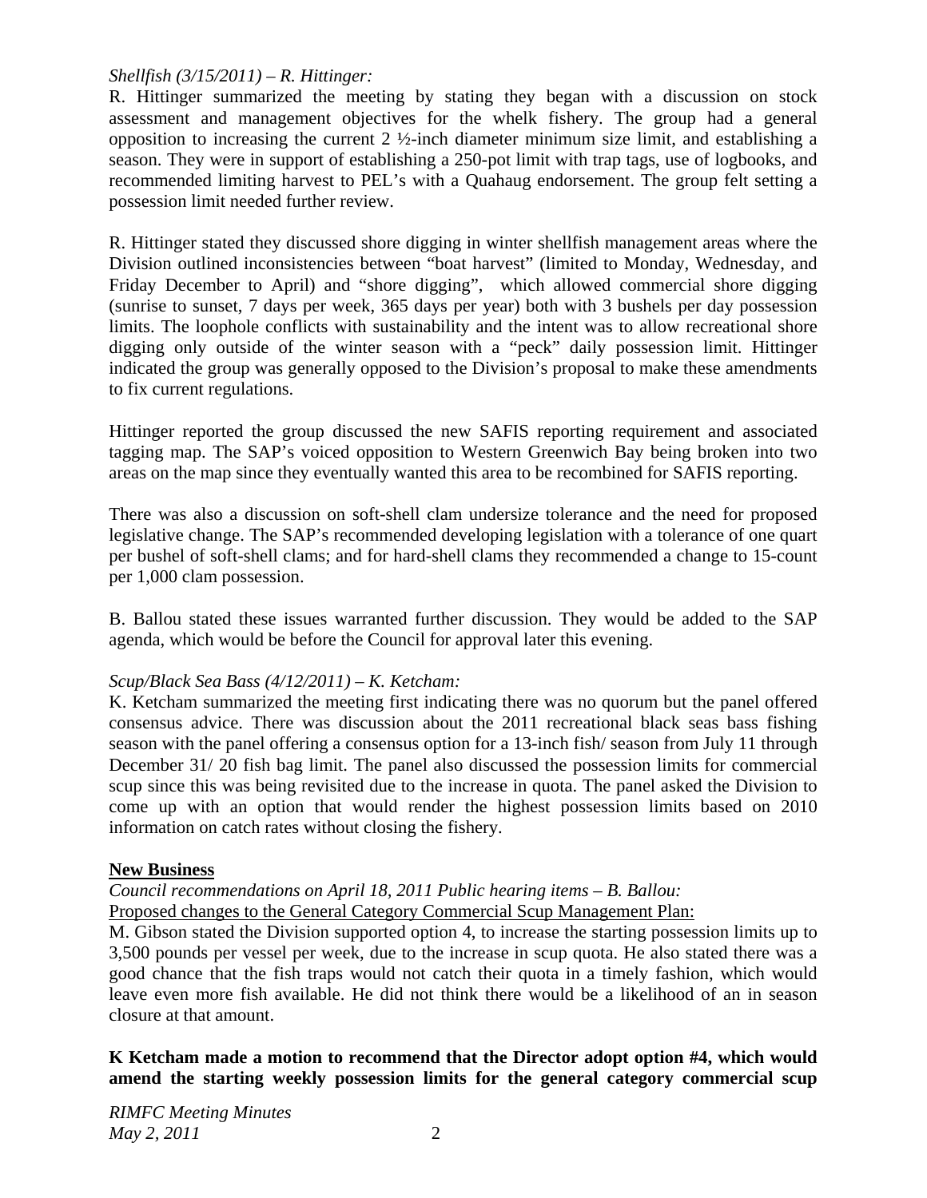*Shellfish (3/15/2011) – R. Hittinger:*

R. Hittinger summarized the meeting by stating they began with a discussion on stock assessment and management objectives for the whelk fishery. The group had a general opposition to increasing the current 2 ½-inch diameter minimum size limit, and establishing a season. They were in support of establishing a 250-pot limit with trap tags, use of logbooks, and recommended limiting harvest to PEL's with a Quahaug endorsement. The group felt setting a possession limit needed further review.

R. Hittinger stated they discussed shore digging in winter shellfish management areas where the Division outlined inconsistencies between "boat harvest" (limited to Monday, Wednesday, and Friday December to April) and "shore digging", which allowed commercial shore digging (sunrise to sunset, 7 days per week, 365 days per year) both with 3 bushels per day possession limits. The loophole conflicts with sustainability and the intent was to allow recreational shore digging only outside of the winter season with a "peck" daily possession limit. Hittinger indicated the group was generally opposed to the Division's proposal to make these amendments to fix current regulations.

Hittinger reported the group discussed the new SAFIS reporting requirement and associated tagging map. The SAP's voiced opposition to Western Greenwich Bay being broken into two areas on the map since they eventually wanted this area to be recombined for SAFIS reporting.

There was also a discussion on soft-shell clam undersize tolerance and the need for proposed legislative change. The SAP's recommended developing legislation with a tolerance of one quart per bushel of soft-shell clams; and for hard-shell clams they recommended a change to 15-count per 1,000 clam possession.

B. Ballou stated these issues warranted further discussion. They would be added to the SAP agenda, which would be before the Council for approval later this evening.

*Scup/Black Sea Bass (4/12/2011) – K. Ketcham:*

K. Ketcham summarized the meeting first indicating there was no quorum but the panel offered consensus advice. There was discussion about the 2011 recreational black seas bass fishing season with the panel offering a consensus option for a 13-inch fish/ season from July 11 through December 31/ 20 fish bag limit. The panel also discussed the possession limits for commercial scup since this was being revisited due to the increase in quota. The panel asked the Division to come up with an option that would render the highest possession limits based on 2010 information on catch rates without closing the fishery.

## New Business

*Council recommendations on April 18, 2011 Public hearing items – B. Ballou:*

Proposed changes to the General Category Commercial Scup Management Plan:

M. Gibson stated the Division supported option 4, to increase the starting possession limits up to 3,500 pounds per vessel per week, due to the increase in scup quota. He also stated there was a good chance that the fish traps would not catch their quota in a timely fashion, which would leave even more fish available. He did not think there would be a likelihood of an in season closure at that amount.

**K Ketcham made a motion to recommend that the Director adopt option #4, which would amend the starting weekly possession limits for the general category commercial scup**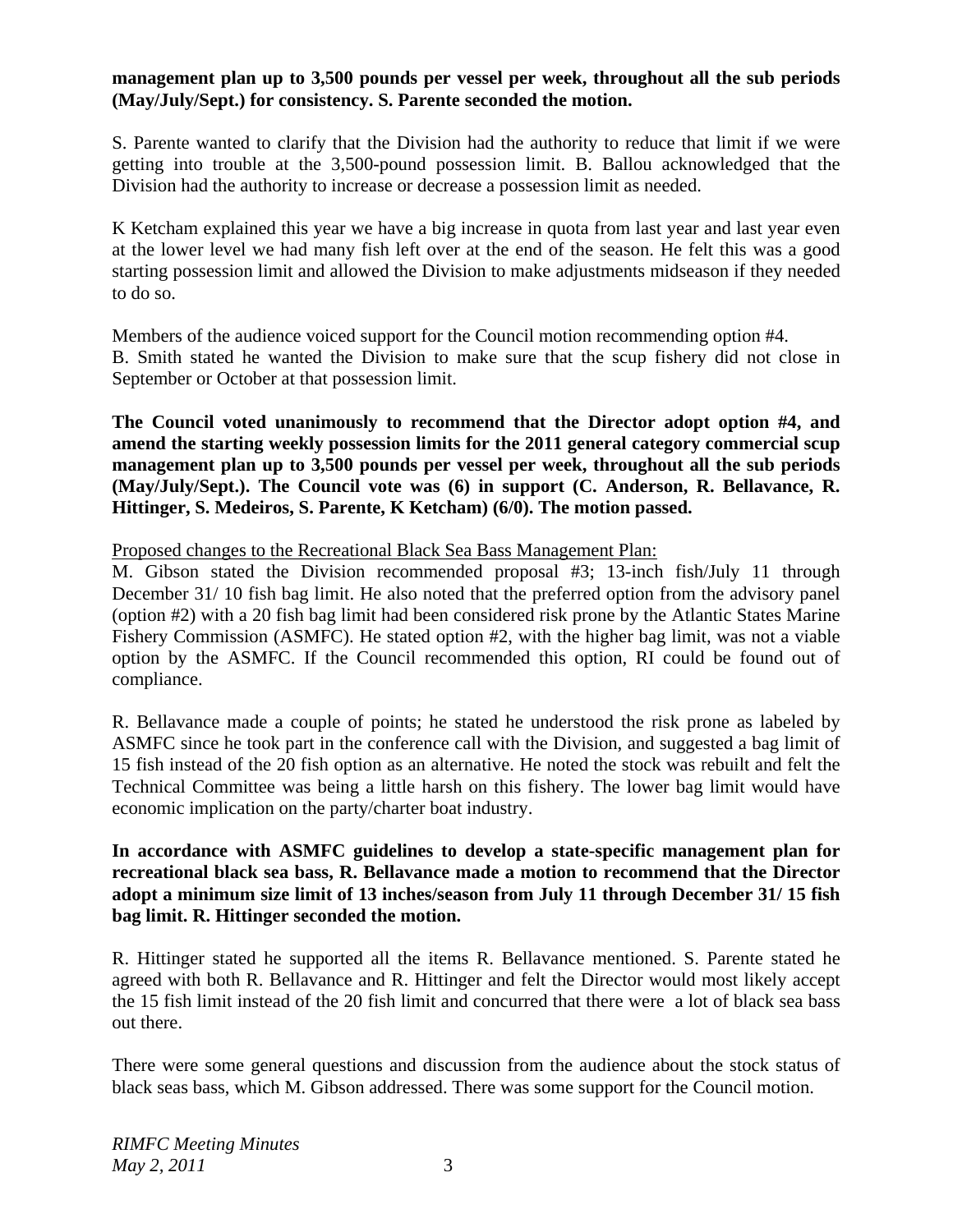**management plan up to 3,500 pounds per vessel per week, throughout all the sub periods (May/July/Sept.) for consistency. S. Parente seconded the motion.**

S. Parente wanted to clarify that the Division had the authority to reduce that limit if we were getting into trouble at the 3,500-pound possession limit. B. Ballou acknowledged that the Division had the authority to increase or decrease a possession limit as needed.

K Ketcham explained this year we have a big increase in quota from last year and last year even at the lower level we had many fish left over at the end of the season. He felt this was a good starting possession limit and allowed the Division to make adjustments midseason if they needed to do so.

Members of the audience voiced support for the Council motion recommending option #4.
B. Smith stated he wanted the Division to make sure that the scup fishery did not close in September or October at that possession limit.

**The Council voted unanimously to recommend that the Director adopt option #4, and amend the starting weekly possession limits for the 2011 general category commercial scup management plan up to 3,500 pounds per vessel per week, throughout all the sub periods (May/July/Sept.). The Council vote was (6) in support (C. Anderson, R. Bellavance, R. Hittinger, S. Medeiros, S. Parente, K Ketcham) (6/0). The motion passed.**

Proposed changes to the Recreational Black Sea Bass Management Plan:
M. Gibson stated the Division recommended proposal #3; 13-inch fish/July 11 through December 31/ 10 fish bag limit. He also noted that the preferred option from the advisory panel (option #2) with a 20 fish bag limit had been considered risk prone by the Atlantic States Marine Fishery Commission (ASMFC). He stated option #2, with the higher bag limit, was not a viable option by the ASMFC. If the Council recommended this option, RI could be found out of compliance.

R. Bellavance made a couple of points; he stated he understood the risk prone as labeled by ASMFC since he took part in the conference call with the Division, and suggested a bag limit of 15 fish instead of the 20 fish option as an alternative. He noted the stock was rebuilt and felt the Technical Committee was being a little harsh on this fishery. The lower bag limit would have economic implication on the party/charter boat industry.

**In accordance with ASMFC guidelines to develop a state-specific management plan for recreational black sea bass, R. Bellavance made a motion to recommend that the Director adopt a minimum size limit of 13 inches/season from July 11 through December 31/ 15 fish bag limit. R. Hittinger seconded the motion.**

R. Hittinger stated he supported all the items R. Bellavance mentioned. S. Parente stated he agreed with both R. Bellavance and R. Hittinger and felt the Director would most likely accept the 15 fish limit instead of the 20 fish limit and concurred that there were a lot of black sea bass out there.

There were some general questions and discussion from the audience about the stock status of black seas bass, which M. Gibson addressed. There was some support for the Council motion.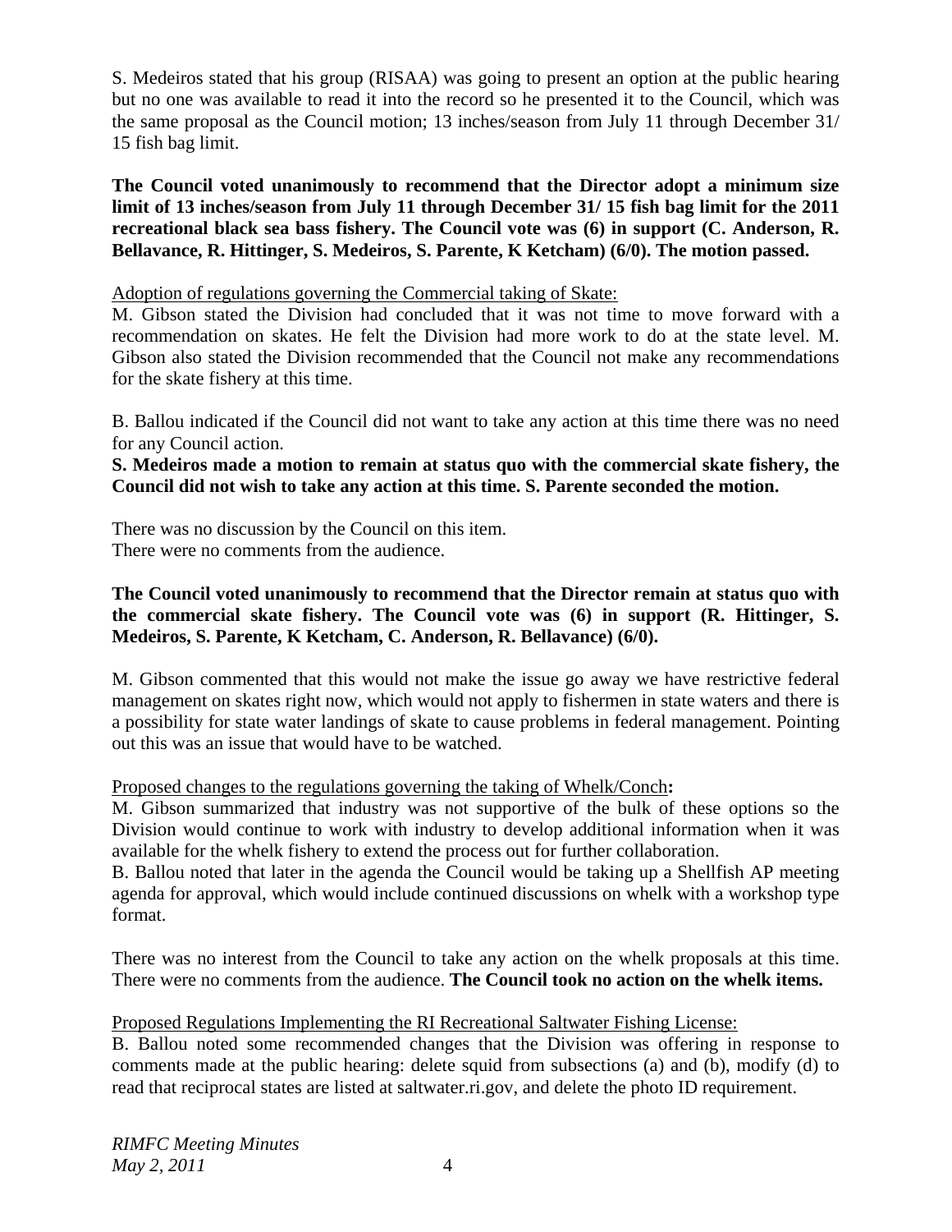S. Medeiros stated that his group (RISAA) was going to present an option at the public hearing but no one was available to read it into the record so he presented it to the Council, which was the same proposal as the Council motion; 13 inches/season from July 11 through December 31/ 15 fish bag limit.

**The Council voted unanimously to recommend that the Director adopt a minimum size limit of 13 inches/season from July 11 through December 31/ 15 fish bag limit for the 2011 recreational black sea bass fishery. The Council vote was (6) in support (C. Anderson, R. Bellavance, R. Hittinger, S. Medeiros, S. Parente, K Ketcham) (6/0). The motion passed.**

<u>Adoption of regulations governing the Commercial taking of Skate:</u>

M. Gibson stated the Division had concluded that it was not time to move forward with a recommendation on skates. He felt the Division had more work to do at the state level. M. Gibson also stated the Division recommended that the Council not make any recommendations for the skate fishery at this time.

B. Ballou indicated if the Council did not want to take any action at this time there was no need for any Council action.

**S. Medeiros made a motion to remain at status quo with the commercial skate fishery, the Council did not wish to take any action at this time. S. Parente seconded the motion.**

There was no discussion by the Council on this item.
There were no comments from the audience.

**The Council voted unanimously to recommend that the Director remain at status quo with the commercial skate fishery. The Council vote was (6) in support (R. Hittinger, S. Medeiros, S. Parente, K Ketcham, C. Anderson, R. Bellavance) (6/0).**

M. Gibson commented that this would not make the issue go away we have restrictive federal management on skates right now, which would not apply to fishermen in state waters and there is a possibility for state water landings of skate to cause problems in federal management. Pointing out this was an issue that would have to be watched.

<u>Proposed changes to the regulations governing the taking of Whelk/Conch</u>**:**

M. Gibson summarized that industry was not supportive of the bulk of these options so the Division would continue to work with industry to develop additional information when it was available for the whelk fishery to extend the process out for further collaboration.

B. Ballou noted that later in the agenda the Council would be taking up a Shellfish AP meeting agenda for approval, which would include continued discussions on whelk with a workshop type format.

There was no interest from the Council to take any action on the whelk proposals at this time. There were no comments from the audience. **The Council took no action on the whelk items.**

<u>Proposed Regulations Implementing the RI Recreational Saltwater Fishing License:</u>

B. Ballou noted some recommended changes that the Division was offering in response to comments made at the public hearing: delete squid from subsections (a) and (b), modify (d) to read that reciprocal states are listed at saltwater.ri.gov, and delete the photo ID requirement.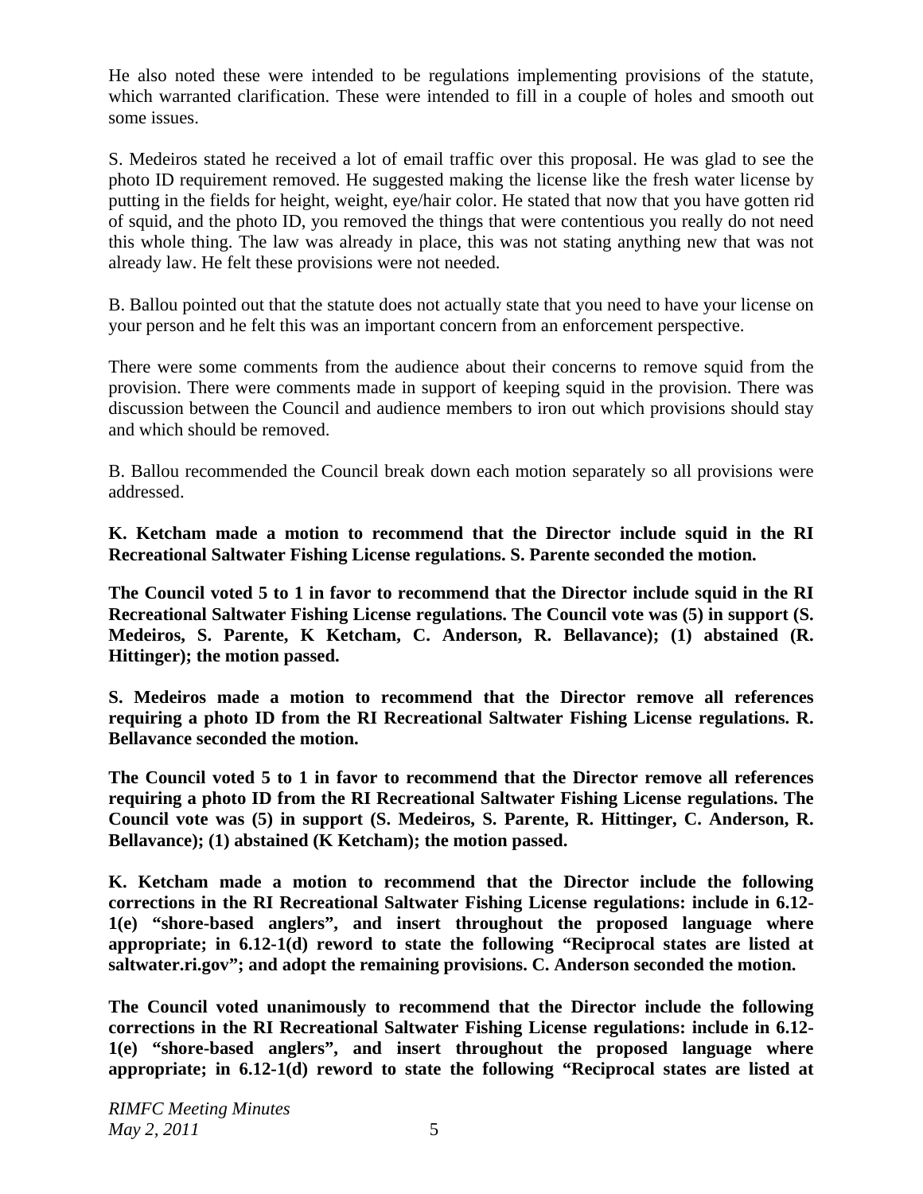He also noted these were intended to be regulations implementing provisions of the statute, which warranted clarification. These were intended to fill in a couple of holes and smooth out some issues.

S. Medeiros stated he received a lot of email traffic over this proposal. He was glad to see the photo ID requirement removed. He suggested making the license like the fresh water license by putting in the fields for height, weight, eye/hair color. He stated that now that you have gotten rid of squid, and the photo ID, you removed the things that were contentious you really do not need this whole thing. The law was already in place, this was not stating anything new that was not already law. He felt these provisions were not needed.

B. Ballou pointed out that the statute does not actually state that you need to have your license on your person and he felt this was an important concern from an enforcement perspective.

There were some comments from the audience about their concerns to remove squid from the provision. There were comments made in support of keeping squid in the provision. There was discussion between the Council and audience members to iron out which provisions should stay and which should be removed.

B. Ballou recommended the Council break down each motion separately so all provisions were addressed.

**K. Ketcham made a motion to recommend that the Director include squid in the RI Recreational Saltwater Fishing License regulations. S. Parente seconded the motion.**

**The Council voted 5 to 1 in favor to recommend that the Director include squid in the RI Recreational Saltwater Fishing License regulations. The Council vote was (5) in support (S. Medeiros, S. Parente, K Ketcham, C. Anderson, R. Bellavance); (1) abstained (R. Hittinger); the motion passed.**

**S. Medeiros made a motion to recommend that the Director remove all references requiring a photo ID from the RI Recreational Saltwater Fishing License regulations. R. Bellavance seconded the motion.**

**The Council voted 5 to 1 in favor to recommend that the Director remove all references requiring a photo ID from the RI Recreational Saltwater Fishing License regulations. The Council vote was (5) in support (S. Medeiros, S. Parente, R. Hittinger, C. Anderson, R. Bellavance); (1) abstained (K Ketcham); the motion passed.**

**K. Ketcham made a motion to recommend that the Director include the following corrections in the RI Recreational Saltwater Fishing License regulations: include in 6.12-1(e) "shore-based anglers", and insert throughout the proposed language where appropriate; in 6.12-1(d) reword to state the following "Reciprocal states are listed at saltwater.ri.gov"; and adopt the remaining provisions. C. Anderson seconded the motion.**

**The Council voted unanimously to recommend that the Director include the following corrections in the RI Recreational Saltwater Fishing License regulations: include in 6.12-1(e) "shore-based anglers", and insert throughout the proposed language where appropriate; in 6.12-1(d) reword to state the following "Reciprocal states are listed at**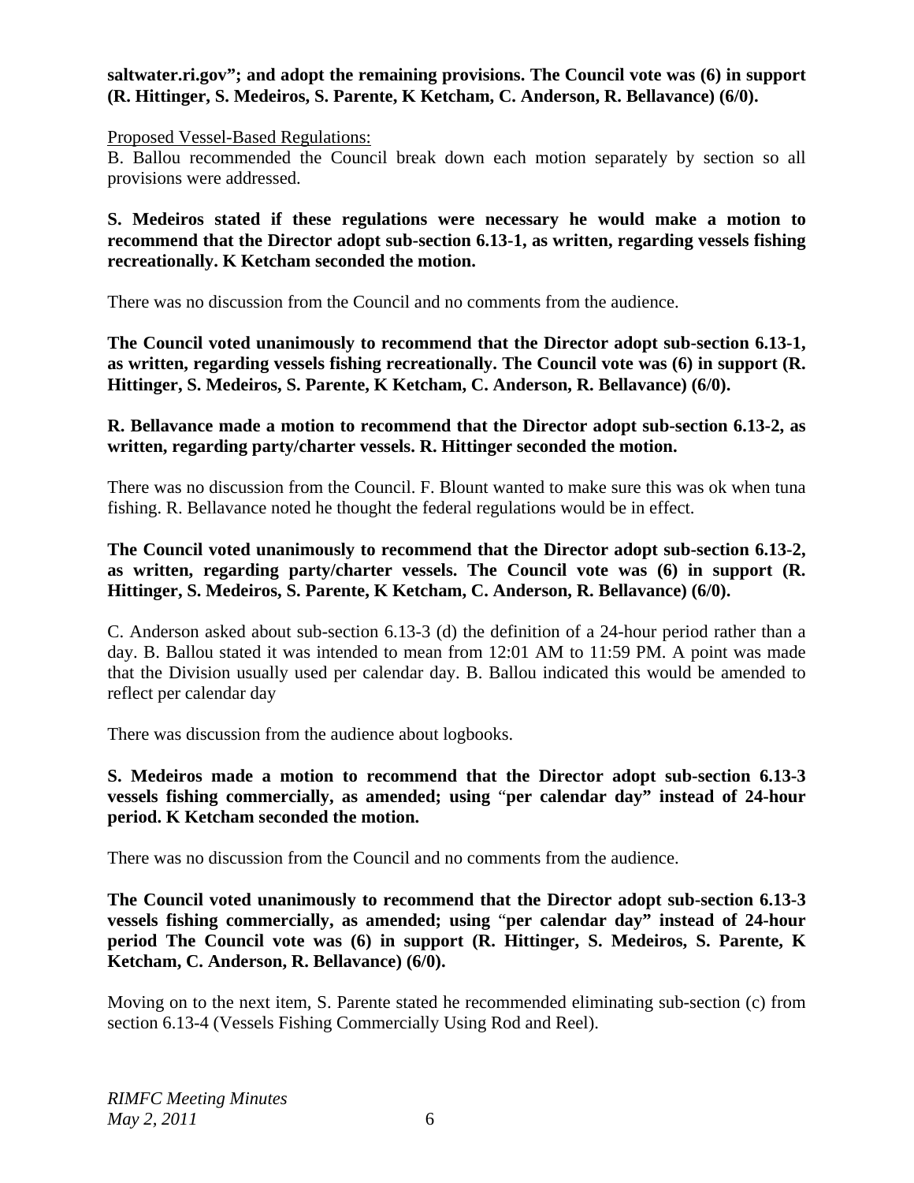**saltwater.ri.gov"; and adopt the remaining provisions. The Council vote was (6) in support (R. Hittinger, S. Medeiros, S. Parente, K Ketcham, C. Anderson, R. Bellavance) (6/0).**

Proposed Vessel-Based Regulations:

B. Ballou recommended the Council break down each motion separately by section so all provisions were addressed.

**S. Medeiros stated if these regulations were necessary he would make a motion to recommend that the Director adopt sub-section 6.13-1, as written, regarding vessels fishing recreationally. K Ketcham seconded the motion.**

There was no discussion from the Council and no comments from the audience.

**The Council voted unanimously to recommend that the Director adopt sub-section 6.13-1, as written, regarding vessels fishing recreationally. The Council vote was (6) in support (R. Hittinger, S. Medeiros, S. Parente, K Ketcham, C. Anderson, R. Bellavance) (6/0).**

**R. Bellavance made a motion to recommend that the Director adopt sub-section 6.13-2, as written, regarding party/charter vessels. R. Hittinger seconded the motion.**

There was no discussion from the Council. F. Blount wanted to make sure this was ok when tuna fishing. R. Bellavance noted he thought the federal regulations would be in effect.

**The Council voted unanimously to recommend that the Director adopt sub-section 6.13-2, as written, regarding party/charter vessels. The Council vote was (6) in support (R. Hittinger, S. Medeiros, S. Parente, K Ketcham, C. Anderson, R. Bellavance) (6/0).**

C. Anderson asked about sub-section 6.13-3 (d) the definition of a 24-hour period rather than a day. B. Ballou stated it was intended to mean from 12:01 AM to 11:59 PM. A point was made that the Division usually used per calendar day. B. Ballou indicated this would be amended to reflect per calendar day

There was discussion from the audience about logbooks.

**S. Medeiros made a motion to recommend that the Director adopt sub-section 6.13-3 vessels fishing commercially, as amended; using "per calendar day" instead of 24-hour period. K Ketcham seconded the motion.**

There was no discussion from the Council and no comments from the audience.

**The Council voted unanimously to recommend that the Director adopt sub-section 6.13-3 vessels fishing commercially, as amended; using "per calendar day" instead of 24-hour period The Council vote was (6) in support (R. Hittinger, S. Medeiros, S. Parente, K Ketcham, C. Anderson, R. Bellavance) (6/0).**

Moving on to the next item, S. Parente stated he recommended eliminating sub-section (c) from section 6.13-4 (Vessels Fishing Commercially Using Rod and Reel).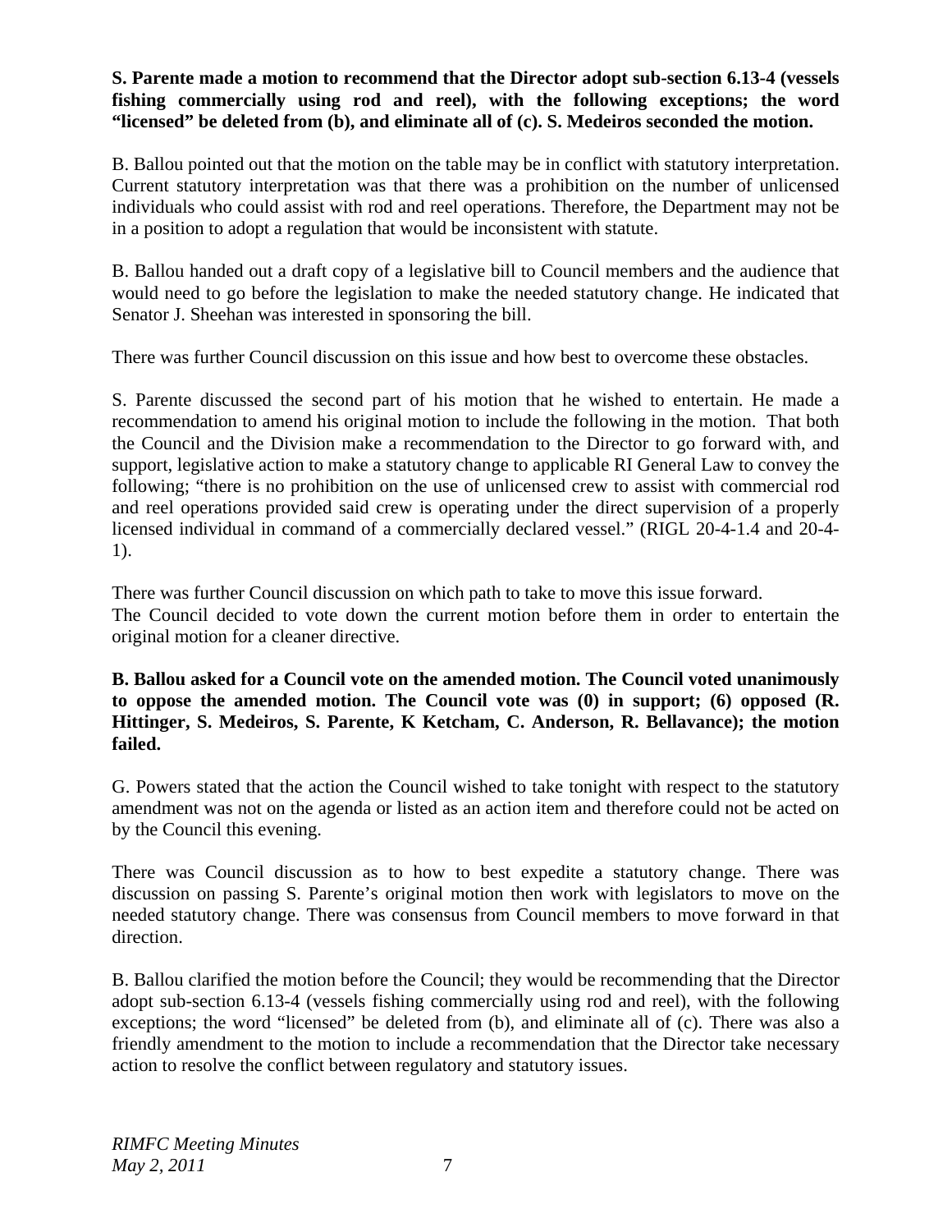**S. Parente made a motion to recommend that the Director adopt sub-section 6.13-4 (vessels fishing commercially using rod and reel), with the following exceptions; the word "licensed" be deleted from (b), and eliminate all of (c). S. Medeiros seconded the motion.**

B. Ballou pointed out that the motion on the table may be in conflict with statutory interpretation. Current statutory interpretation was that there was a prohibition on the number of unlicensed individuals who could assist with rod and reel operations. Therefore, the Department may not be in a position to adopt a regulation that would be inconsistent with statute.

B. Ballou handed out a draft copy of a legislative bill to Council members and the audience that would need to go before the legislation to make the needed statutory change. He indicated that Senator J. Sheehan was interested in sponsoring the bill.

There was further Council discussion on this issue and how best to overcome these obstacles.

S. Parente discussed the second part of his motion that he wished to entertain. He made a recommendation to amend his original motion to include the following in the motion. That both the Council and the Division make a recommendation to the Director to go forward with, and support, legislative action to make a statutory change to applicable RI General Law to convey the following; "there is no prohibition on the use of unlicensed crew to assist with commercial rod and reel operations provided said crew is operating under the direct supervision of a properly licensed individual in command of a commercially declared vessel." (RIGL 20-4-1.4 and 20-4-1).

There was further Council discussion on which path to take to move this issue forward.
The Council decided to vote down the current motion before them in order to entertain the original motion for a cleaner directive.

**B. Ballou asked for a Council vote on the amended motion. The Council voted unanimously to oppose the amended motion. The Council vote was (0) in support; (6) opposed (R. Hittinger, S. Medeiros, S. Parente, K Ketcham, C. Anderson, R. Bellavance); the motion failed.**

G. Powers stated that the action the Council wished to take tonight with respect to the statutory amendment was not on the agenda or listed as an action item and therefore could not be acted on by the Council this evening.

There was Council discussion as to how to best expedite a statutory change. There was discussion on passing S. Parente's original motion then work with legislators to move on the needed statutory change. There was consensus from Council members to move forward in that direction.

B. Ballou clarified the motion before the Council; they would be recommending that the Director adopt sub-section 6.13-4 (vessels fishing commercially using rod and reel), with the following exceptions; the word "licensed" be deleted from (b), and eliminate all of (c). There was also a friendly amendment to the motion to include a recommendation that the Director take necessary action to resolve the conflict between regulatory and statutory issues.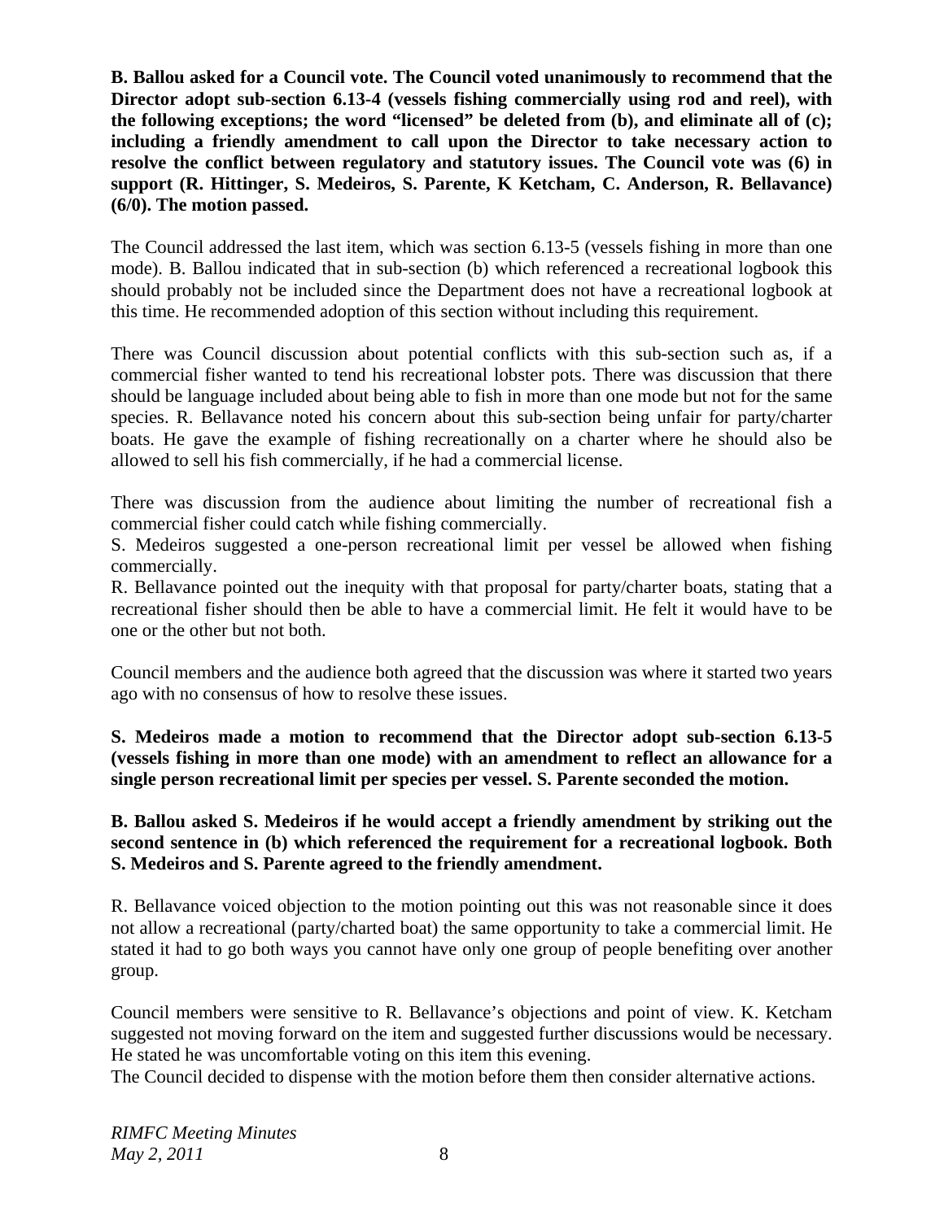**B. Ballou asked for a Council vote. The Council voted unanimously to recommend that the Director adopt sub-section 6.13-4 (vessels fishing commercially using rod and reel), with the following exceptions; the word "licensed" be deleted from (b), and eliminate all of (c); including a friendly amendment to call upon the Director to take necessary action to resolve the conflict between regulatory and statutory issues. The Council vote was (6) in support (R. Hittinger, S. Medeiros, S. Parente, K Ketcham, C. Anderson, R. Bellavance) (6/0). The motion passed.**

The Council addressed the last item, which was section 6.13-5 (vessels fishing in more than one mode). B. Ballou indicated that in sub-section (b) which referenced a recreational logbook this should probably not be included since the Department does not have a recreational logbook at this time. He recommended adoption of this section without including this requirement.

There was Council discussion about potential conflicts with this sub-section such as, if a commercial fisher wanted to tend his recreational lobster pots. There was discussion that there should be language included about being able to fish in more than one mode but not for the same species. R. Bellavance noted his concern about this sub-section being unfair for party/charter boats. He gave the example of fishing recreationally on a charter where he should also be allowed to sell his fish commercially, if he had a commercial license.

There was discussion from the audience about limiting the number of recreational fish a commercial fisher could catch while fishing commercially.
S. Medeiros suggested a one-person recreational limit per vessel be allowed when fishing commercially.
R. Bellavance pointed out the inequity with that proposal for party/charter boats, stating that a recreational fisher should then be able to have a commercial limit. He felt it would have to be one or the other but not both.

Council members and the audience both agreed that the discussion was where it started two years ago with no consensus of how to resolve these issues.

**S. Medeiros made a motion to recommend that the Director adopt sub-section 6.13-5 (vessels fishing in more than one mode) with an amendment to reflect an allowance for a single person recreational limit per species per vessel. S. Parente seconded the motion.**

**B. Ballou asked S. Medeiros if he would accept a friendly amendment by striking out the second sentence in (b) which referenced the requirement for a recreational logbook. Both S. Medeiros and S. Parente agreed to the friendly amendment.**

R. Bellavance voiced objection to the motion pointing out this was not reasonable since it does not allow a recreational (party/charted boat) the same opportunity to take a commercial limit. He stated it had to go both ways you cannot have only one group of people benefiting over another group.

Council members were sensitive to R. Bellavance's objections and point of view. K. Ketcham suggested not moving forward on the item and suggested further discussions would be necessary. He stated he was uncomfortable voting on this item this evening.
The Council decided to dispense with the motion before them then consider alternative actions.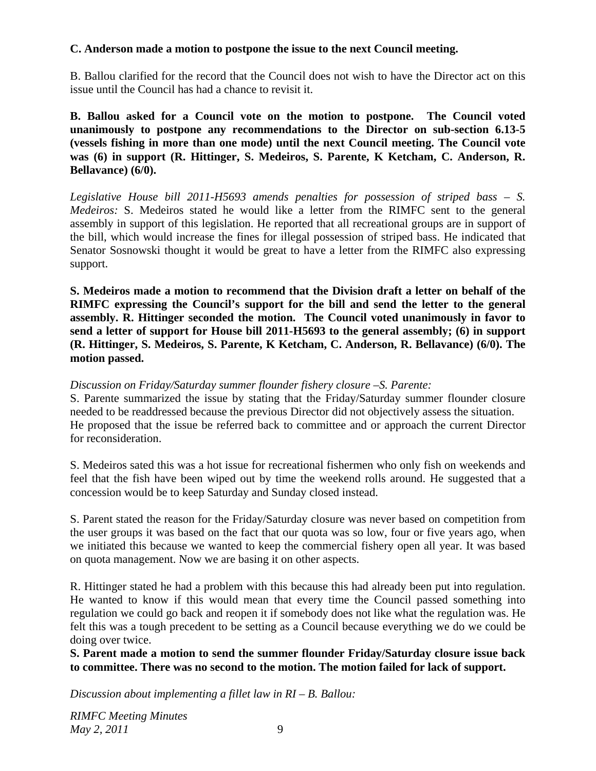**C. Anderson made a motion to postpone the issue to the next Council meeting.**

B. Ballou clarified for the record that the Council does not wish to have the Director act on this issue until the Council has had a chance to revisit it.

**B. Ballou asked for a Council vote on the motion to postpone. The Council voted unanimously to postpone any recommendations to the Director on sub-section 6.13-5 (vessels fishing in more than one mode) until the next Council meeting. The Council vote was (6) in support (R. Hittinger, S. Medeiros, S. Parente, K Ketcham, C. Anderson, R. Bellavance) (6/0).**

*Legislative House bill 2011-H5693 amends penalties for possession of striped bass – S. Medeiros:* S. Medeiros stated he would like a letter from the RIMFC sent to the general assembly in support of this legislation. He reported that all recreational groups are in support of the bill, which would increase the fines for illegal possession of striped bass. He indicated that Senator Sosnowski thought it would be great to have a letter from the RIMFC also expressing support.

**S. Medeiros made a motion to recommend that the Division draft a letter on behalf of the RIMFC expressing the Council's support for the bill and send the letter to the general assembly. R. Hittinger seconded the motion. The Council voted unanimously in favor to send a letter of support for House bill 2011-H5693 to the general assembly; (6) in support (R. Hittinger, S. Medeiros, S. Parente, K Ketcham, C. Anderson, R. Bellavance) (6/0). The motion passed.**

*Discussion on Friday/Saturday summer flounder fishery closure –S. Parente:*
S. Parente summarized the issue by stating that the Friday/Saturday summer flounder closure needed to be readdressed because the previous Director did not objectively assess the situation. He proposed that the issue be referred back to committee and or approach the current Director for reconsideration.

S. Medeiros sated this was a hot issue for recreational fishermen who only fish on weekends and feel that the fish have been wiped out by time the weekend rolls around. He suggested that a concession would be to keep Saturday and Sunday closed instead.

S. Parent stated the reason for the Friday/Saturday closure was never based on competition from the user groups it was based on the fact that our quota was so low, four or five years ago, when we initiated this because we wanted to keep the commercial fishery open all year. It was based on quota management. Now we are basing it on other aspects.

R. Hittinger stated he had a problem with this because this had already been put into regulation. He wanted to know if this would mean that every time the Council passed something into regulation we could go back and reopen it if somebody does not like what the regulation was. He felt this was a tough precedent to be setting as a Council because everything we do we could be doing over twice.

**S. Parent made a motion to send the summer flounder Friday/Saturday closure issue back to committee. There was no second to the motion. The motion failed for lack of support.**

*Discussion about implementing a fillet law in RI – B. Ballou:*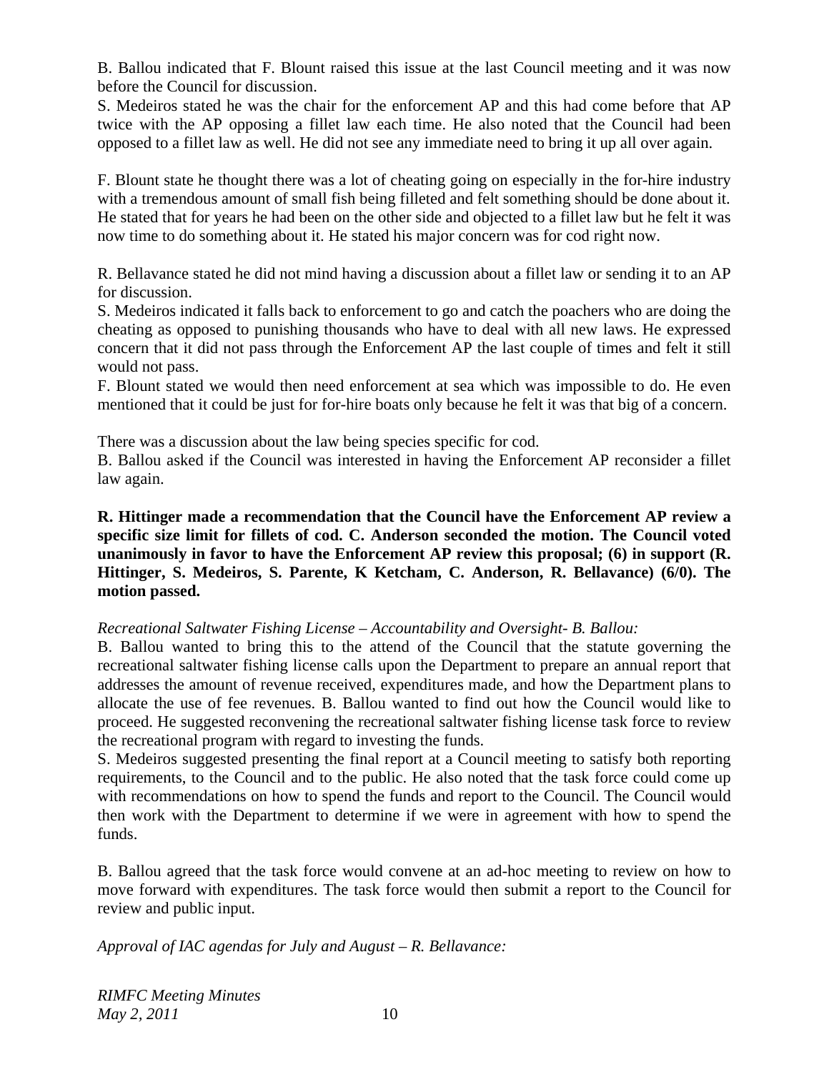B. Ballou indicated that F. Blount raised this issue at the last Council meeting and it was now before the Council for discussion.
S. Medeiros stated he was the chair for the enforcement AP and this had come before that AP twice with the AP opposing a fillet law each time. He also noted that the Council had been opposed to a fillet law as well. He did not see any immediate need to bring it up all over again.

F. Blount state he thought there was a lot of cheating going on especially in the for-hire industry with a tremendous amount of small fish being filleted and felt something should be done about it. He stated that for years he had been on the other side and objected to a fillet law but he felt it was now time to do something about it. He stated his major concern was for cod right now.

R. Bellavance stated he did not mind having a discussion about a fillet law or sending it to an AP for discussion.
S. Medeiros indicated it falls back to enforcement to go and catch the poachers who are doing the cheating as opposed to punishing thousands who have to deal with all new laws. He expressed concern that it did not pass through the Enforcement AP the last couple of times and felt it still would not pass.
F. Blount stated we would then need enforcement at sea which was impossible to do. He even mentioned that it could be just for for-hire boats only because he felt it was that big of a concern.

There was a discussion about the law being species specific for cod.
B. Ballou asked if the Council was interested in having the Enforcement AP reconsider a fillet law again.

**R. Hittinger made a recommendation that the Council have the Enforcement AP review a specific size limit for fillets of cod. C. Anderson seconded the motion. The Council voted unanimously in favor to have the Enforcement AP review this proposal; (6) in support (R. Hittinger, S. Medeiros, S. Parente, K Ketcham, C. Anderson, R. Bellavance) (6/0). The motion passed.**

*Recreational Saltwater Fishing License – Accountability and Oversight- B. Ballou:*
B. Ballou wanted to bring this to the attend of the Council that the statute governing the recreational saltwater fishing license calls upon the Department to prepare an annual report that addresses the amount of revenue received, expenditures made, and how the Department plans to allocate the use of fee revenues. B. Ballou wanted to find out how the Council would like to proceed. He suggested reconvening the recreational saltwater fishing license task force to review the recreational program with regard to investing the funds.
S. Medeiros suggested presenting the final report at a Council meeting to satisfy both reporting requirements, to the Council and to the public. He also noted that the task force could come up with recommendations on how to spend the funds and report to the Council. The Council would then work with the Department to determine if we were in agreement with how to spend the funds.

B. Ballou agreed that the task force would convene at an ad-hoc meeting to review on how to move forward with expenditures. The task force would then submit a report to the Council for review and public input.

*Approval of IAC agendas for July and August – R. Bellavance:*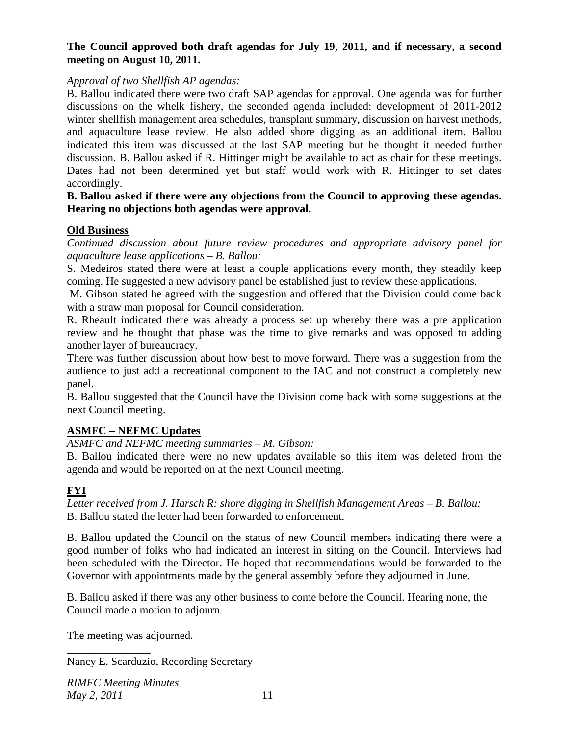**The Council approved both draft agendas for July 19, 2011, and if necessary, a second meeting on August 10, 2011.**

*Approval of two Shellfish AP agendas:*

B. Ballou indicated there were two draft SAP agendas for approval. One agenda was for further discussions on the whelk fishery, the seconded agenda included: development of 2011-2012 winter shellfish management area schedules, transplant summary, discussion on harvest methods, and aquaculture lease review. He also added shore digging as an additional item. Ballou indicated this item was discussed at the last SAP meeting but he thought it needed further discussion. B. Ballou asked if R. Hittinger might be available to act as chair for these meetings. Dates had not been determined yet but staff would work with R. Hittinger to set dates accordingly.

**B. Ballou asked if there were any objections from the Council to approving these agendas. Hearing no objections both agendas were approval.**

## Old Business

*Continued discussion about future review procedures and appropriate advisory panel for aquaculture lease applications – B. Ballou:*

S. Medeiros stated there were at least a couple applications every month, they steadily keep coming. He suggested a new advisory panel be established just to review these applications.

M. Gibson stated he agreed with the suggestion and offered that the Division could come back with a straw man proposal for Council consideration.

R. Rheault indicated there was already a process set up whereby there was a pre application review and he thought that phase was the time to give remarks and was opposed to adding another layer of bureaucracy.

There was further discussion about how best to move forward. There was a suggestion from the audience to just add a recreational component to the IAC and not construct a completely new panel.

B. Ballou suggested that the Council have the Division come back with some suggestions at the next Council meeting.

## ASMFC – NEFMC Updates

*ASMFC and NEFMC meeting summaries – M. Gibson:*

B. Ballou indicated there were no new updates available so this item was deleted from the agenda and would be reported on at the next Council meeting.

## FYI

*Letter received from J. Harsch R: shore digging in Shellfish Management Areas – B. Ballou:*

B. Ballou stated the letter had been forwarded to enforcement.

B. Ballou updated the Council on the status of new Council members indicating there were a good number of folks who had indicated an interest in sitting on the Council. Interviews had been scheduled with the Director. He hoped that recommendations would be forwarded to the Governor with appointments made by the general assembly before they adjourned in June.

B. Ballou asked if there was any other business to come before the Council. Hearing none, the Council made a motion to adjourn.

The meeting was adjourned.

\_\_\_\_\_\_\_\_\_\_\_\_\_\_\_

Nancy E. Scarduzio, Recording Secretary